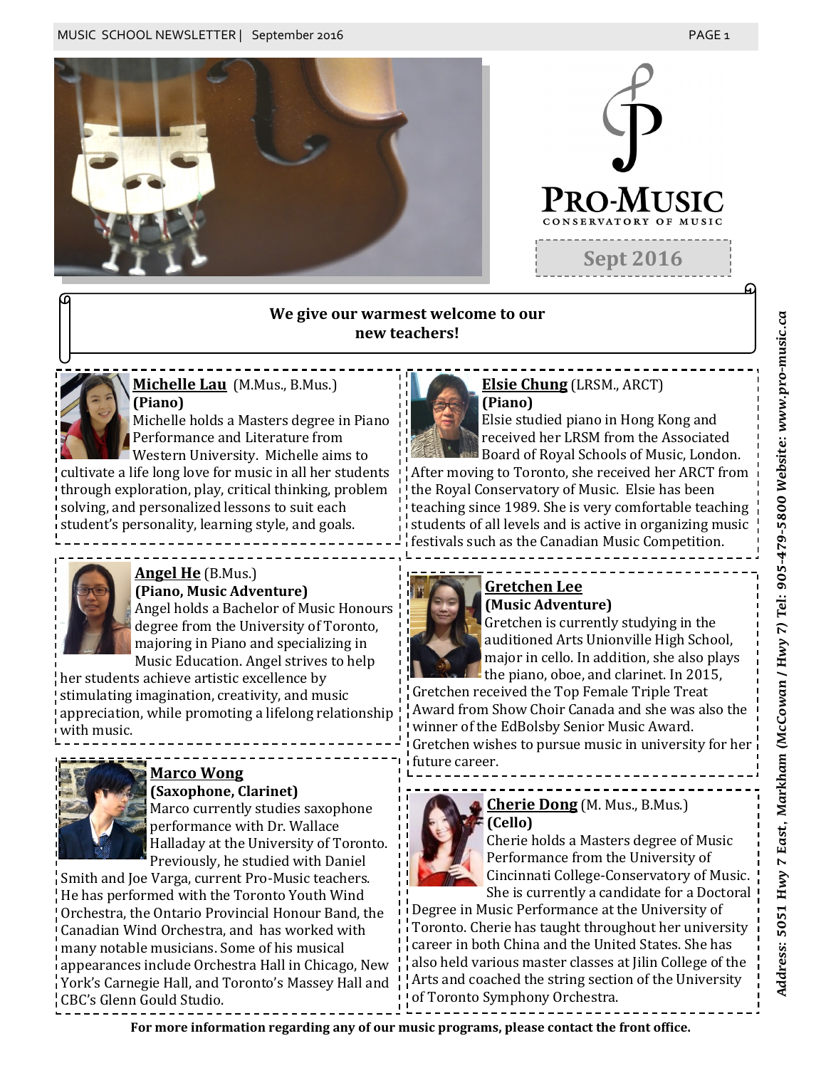# PRO-MUSIC

CONSERVATORY OF MUSIC

**Sept 2016**

## We give our warmest welcome to our new teachers!

**Michelle Lau** (M.Mus., B.Mus.)
**(Piano)**
Michelle holds a Masters degree in Piano Performance and Literature from Western University. Michelle aims to cultivate a life long love for music in all her students through exploration, play, critical thinking, problem solving, and personalized lessons to suit each student's personality, learning style, and goals.

**Angel He** (B.Mus.)
**(Piano, Music Adventure)**
Angel holds a Bachelor of Music Honours degree from the University of Toronto, majoring in Piano and specializing in Music Education. Angel strives to help her students achieve artistic excellence by stimulating imagination, creativity, and music appreciation, while promoting a lifelong relationship with music.

**Marco Wong**
**(Saxophone, Clarinet)**
Marco currently studies saxophone performance with Dr. Wallace Halladay at the University of Toronto. Previously, he studied with Daniel Smith and Joe Varga, current Pro-Music teachers. He has performed with the Toronto Youth Wind Orchestra, the Ontario Provincial Honour Band, the Canadian Wind Orchestra, and has worked with many notable musicians. Some of his musical appearances include Orchestra Hall in Chicago, New York's Carnegie Hall, and Toronto's Massey Hall and CBC's Glenn Gould Studio.

**Elsie Chung** (LRSM., ARCT)
**(Piano)**
Elsie studied piano in Hong Kong and received her LRSM from the Associated Board of Royal Schools of Music, London. After moving to Toronto, she received her ARCT from the Royal Conservatory of Music. Elsie has been teaching since 1989. She is very comfortable teaching students of all levels and is active in organizing music festivals such as the Canadian Music Competition.

**Gretchen Lee**
**(Music Adventure)**
Gretchen is currently studying in the auditioned Arts Unionville High School, major in cello. In addition, she also plays the piano, oboe, and clarinet. In 2015, Gretchen received the Top Female Triple Treat Award from Show Choir Canada and she was also the winner of the EdBolsby Senior Music Award. Gretchen wishes to pursue music in university for her future career.

**Cherie Dong** (M. Mus., B.Mus.)
**(Cello)**
Cherie holds a Masters degree of Music Performance from the University of Cincinnati College-Conservatory of Music. She is currently a candidate for a Doctoral Degree in Music Performance at the University of Toronto. Cherie has taught throughout her university career in both China and the United States. She has also held various master classes at Jilin College of the Arts and coached the string section of the University of Toronto Symphony Orchestra.

**For more information regarding any of our music programs, please contact the front office.**

***Address: 5051 Hwy 7 East, Markham (McCowan / Hwy 7) Tel: 905-479-5800 Website: www.pro-music.ca***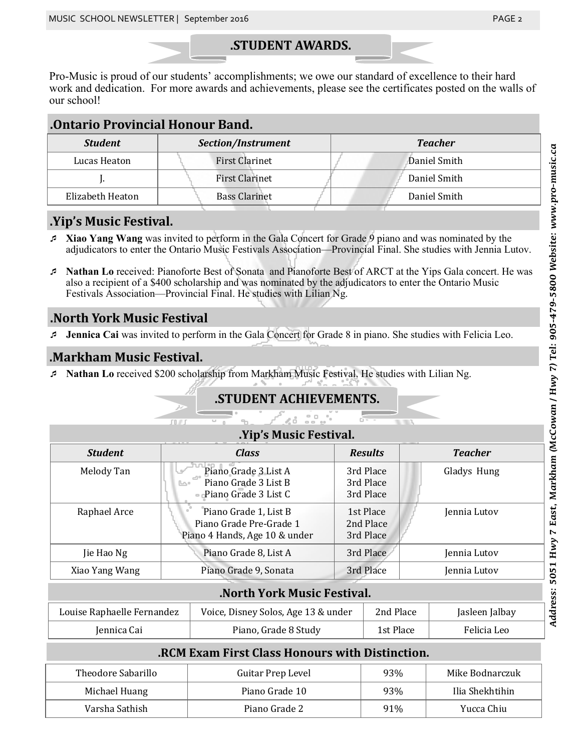## .STUDENT AWARDS.

Pro-Music is proud of our students' accomplishments; we owe our standard of excellence to their hard work and dedication. For more awards and achievements, please see the certificates posted on the walls of our school!

### .Ontario Provincial Honour Band.

| Student | Section/Instrument | Teacher |
|---|---|---|
| Lucas Heaton | First Clarinet | Daniel Smith |
| J. | First Clarinet | Daniel Smith |
| Elizabeth Heaton | Bass Clarinet | Daniel Smith |

### .Yip's Music Festival.

- ♬ **Xiao Yang Wang** was invited to perform in the Gala Concert for Grade 9 piano and was nominated by the adjudicators to enter the Ontario Music Festivals Association—Provincial Final. She studies with Jennia Lutov.
- ♬ **Nathan Lo** received: Pianoforte Best of Sonata and Pianoforte Best of ARCT at the Yips Gala concert. He was also a recipient of a $400 scholarship and was nominated by the adjudicators to enter the Ontario Music Festivals Association—Provincial Final. He studies with Lilian Ng.

### .North York Music Festival

- ♬ **Jennica Cai** was invited to perform in the Gala Concert for Grade 8 in piano. She studies with Felicia Leo.

### .Markham Music Festival.

- ♬ **Nathan Lo** received $200 scholarship from Markham Music Festival. He studies with Lilian Ng.

## .STUDENT ACHIEVEMENTS.

### .Yip's Music Festival.

| Student | Class | Results | Teacher |
|---|---|---|---|
| Melody Tan | Piano Grade 3 List A<br>Piano Grade 3 List B<br>Piano Grade 3 List C | 3rd Place<br>3rd Place<br>3rd Place | Gladys Hung |
| Raphael Arce | Piano Grade 1, List B<br>Piano Grade Pre-Grade 1<br>Piano 4 Hands, Age 10 & under | 1st Place<br>2nd Place<br>3rd Place | Jennia Lutov |
| Jie Hao Ng | Piano Grade 8, List A | 3rd Place | Jennia Lutov |
| Xiao Yang Wang | Piano Grade 9, Sonata | 3rd Place | Jennia Lutov |

### .North York Music Festival.

| | | | |
|---|---|---|---|
| Louise Raphaelle Fernandez | Voice, Disney Solos, Age 13 & under | 2nd Place | Jasleen Jalbay |
| Jennica Cai | Piano, Grade 8 Study | 1st Place | Felicia Leo |

### .RCM Exam First Class Honours with Distinction.

| | | | |
|---|---|---|---|
| Theodore Sabarillo | Guitar Prep Level | 93% | Mike Bodnarczuk |
| Michael Huang | Piano Grade 10 | 93% | Ilia Shekhtihin |
| Varsha Sathish | Piano Grade 2 | 91% | Yucca Chiu |

*Address: 5051 Hwy 7 East, Markham (McCowan / Hwy 7) Tel: 905-479-5800 Website: www.pro-music.ca*